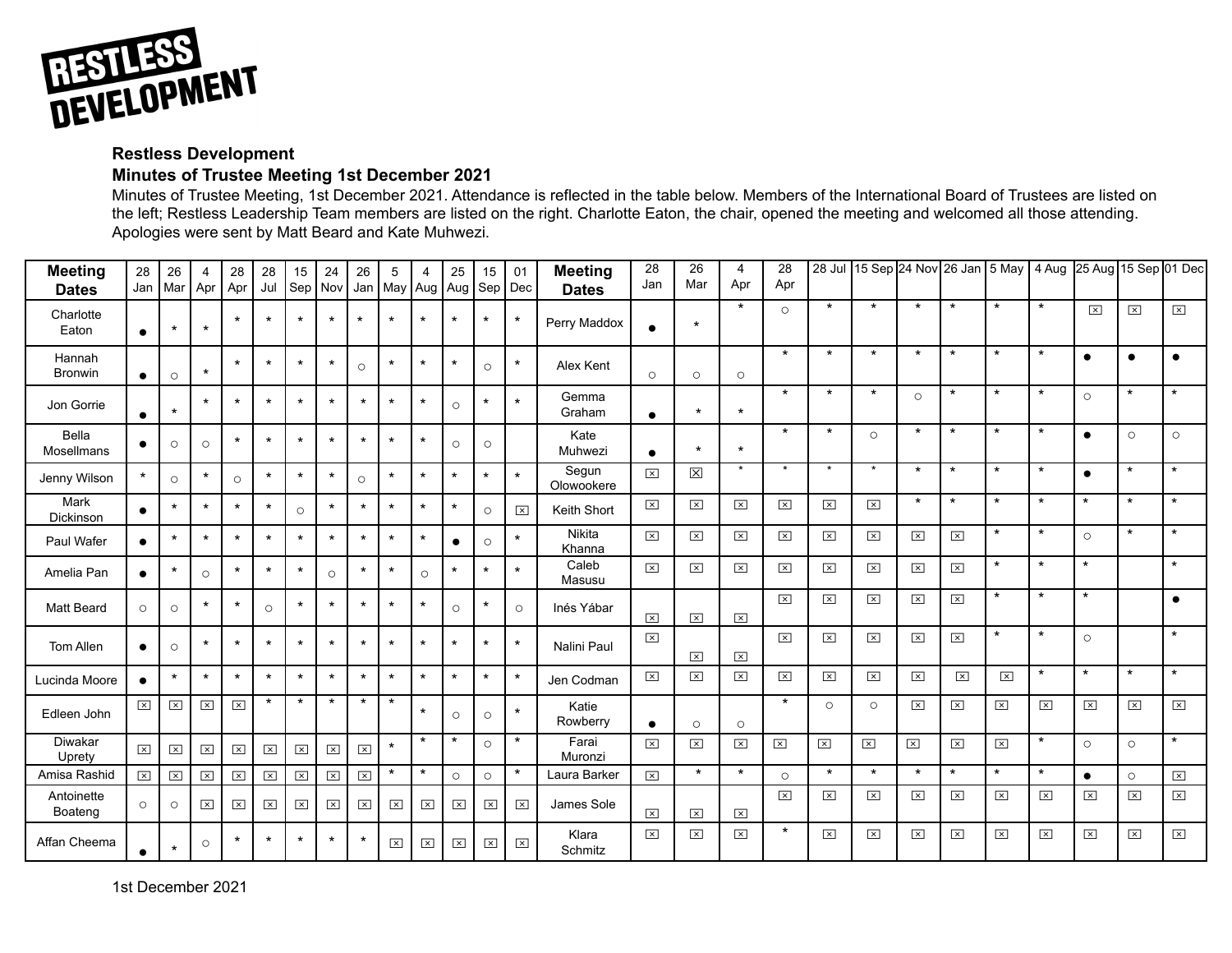**Restless Development**

**Minutes of Trustee Meeting 1st December 2021**

Minutes of Trustee Meeting, 1st December 2021. Attendance is reflected in the table below. Members of the International Board of Trustees are listed on the left; Restless Leadership Team members are listed on the right. Charlotte Eaton, the chair, opened the meeting and welcomed all those attending. Apologies were sent by Matt Beard and Kate Muhwezi.

| Meeting Dates | 28 Jan | 26 Mar | 4 Apr | 28 Apr | 28 Jul | 15 Sep | 24 Nov | 26 Jan | 5 May | 4 Aug | 25 Aug | 15 Sep | 01 Dec | Meeting Dates | 28 Jan | 26 Mar | 4 Apr | 28 Apr | 28 Jul | 15 Sep | 24 Nov | 26 Jan | 5 May | 4 Aug | 25 Aug | 15 Sep | 01 Dec |
|---|---|---|---|---|---|---|---|---|---|---|---|---|---|---|---|---|---|---|---|---|---|---|---|---|---|---|---|
| Charlotte Eaton | ● | * | * | * | * | * | * | * | * | * | * | * | * | Perry Maddox | ● | * | * | ○ | * | * | * | * | * | * | ☒ | ☒ | ☒ |
| Hannah Bronwin | ● | ○ | * | * | * | * | * | ○ | * | * | * | ○ | * | Alex Kent | ○ | ○ | ○ | * | * | * | * | * | * | * | ● | ● | ● |
| Jon Gorrie | ● | * | * | * | * | * | * | * | * | * | ○ | * | * | Gemma Graham | ● | * | * | * | * | * | ○ | * | * | * | ○ | * | * |
| Bella Mosellmans | ● | ○ | ○ | * | * | * | * | * | * | * | ○ | ○ | | Kate Muhwezi | ● | * | * | * | * | ○ | * | * | * | * | ● | ○ | ○ |
| Jenny Wilson | * | ○ | * | ○ | * | * | * | ○ | * | * | * | * | * | Segun Olowookere | ☒ | ☒ | * | * | * | * | * | * | * | * | ● | * | * |
| Mark Dickinson | ● | * | * | * | * | ○ | * | * | * | * | * | ○ | ☒ | Keith Short | ☒ | ☒ | ☒ | ☒ | ☒ | ☒ | * | * | * | * | * | * | * |
| Paul Wafer | ● | * | * | * | * | * | * | * | * | * | ● | ○ | * | Nikita Khanna | ☒ | ☒ | ☒ | ☒ | ☒ | ☒ | ☒ | ☒ | * | * | ○ | * | * |
| Amelia Pan | ● | * | ○ | * | * | * | ○ | * | * | ○ | * | * | * | Caleb Masusu | ☒ | ☒ | ☒ | ☒ | ☒ | ☒ | ☒ | ☒ | * | * | * | | * |
| Matt Beard | ○ | ○ | * | * | ○ | * | * | * | * | * | ○ | * | ○ | Inés Yábar | ☒ | ☒ | ☒ | ☒ | ☒ | ☒ | ☒ | ☒ | * | * | * | | ● |
| Tom Allen | ● | ○ | * | * | * | * | * | * | * | * | * | * | * | Nalini Paul | ☒ | ☒ | ☒ | ☒ | ☒ | ☒ | ☒ | ☒ | * | * | ○ | | * |
| Lucinda Moore | ● | * | * | * | * | * | * | * | * | * | * | * | * | Jen Codman | ☒ | ☒ | ☒ | ☒ | ☒ | ☒ | ☒ | ☒ | ☒ | * | * | * | * |
| Edleen John | ☒ | ☒ | ☒ | ☒ | * | * | * | * | * | * | ○ | ○ | * | Katie Rowberry | ● | ○ | ○ | * | ○ | ○ | ☒ | ☒ | ☒ | ☒ | ☒ | ☒ | ☒ |
| Diwakar Uprety | ☒ | ☒ | ☒ | ☒ | ☒ | ☒ | ☒ | ☒ | * | * | * | ○ | * | Farai Muronzi | ☒ | ☒ | ☒ | ☒ | ☒ | ☒ | ☒ | ☒ | ☒ | * | ○ | ○ | * |
| Amisa Rashid | ☒ | ☒ | ☒ | ☒ | ☒ | ☒ | ☒ | ☒ | * | * | ○ | ○ | * | Laura Barker | ☒ | * | * | ○ | * | * | * | * | * | * | ● | ○ | ☒ |
| Antoinette Boateng | ○ | ○ | ☒ | ☒ | ☒ | ☒ | ☒ | ☒ | ☒ | ☒ | ☒ | ☒ | ☒ | James Sole | ☒ | ☒ | ☒ | ☒ | ☒ | ☒ | ☒ | ☒ | ☒ | ☒ | ☒ | ☒ | ☒ |
| Affan Cheema | ● | * | ○ | * | * | * | * | * | ☒ | ☒ | ☒ | ☒ | ☒ | Klara Schmitz | ☒ | ☒ | ☒ | * | ☒ | ☒ | ☒ | ☒ | ☒ | ☒ | ☒ | ☒ | ☒ |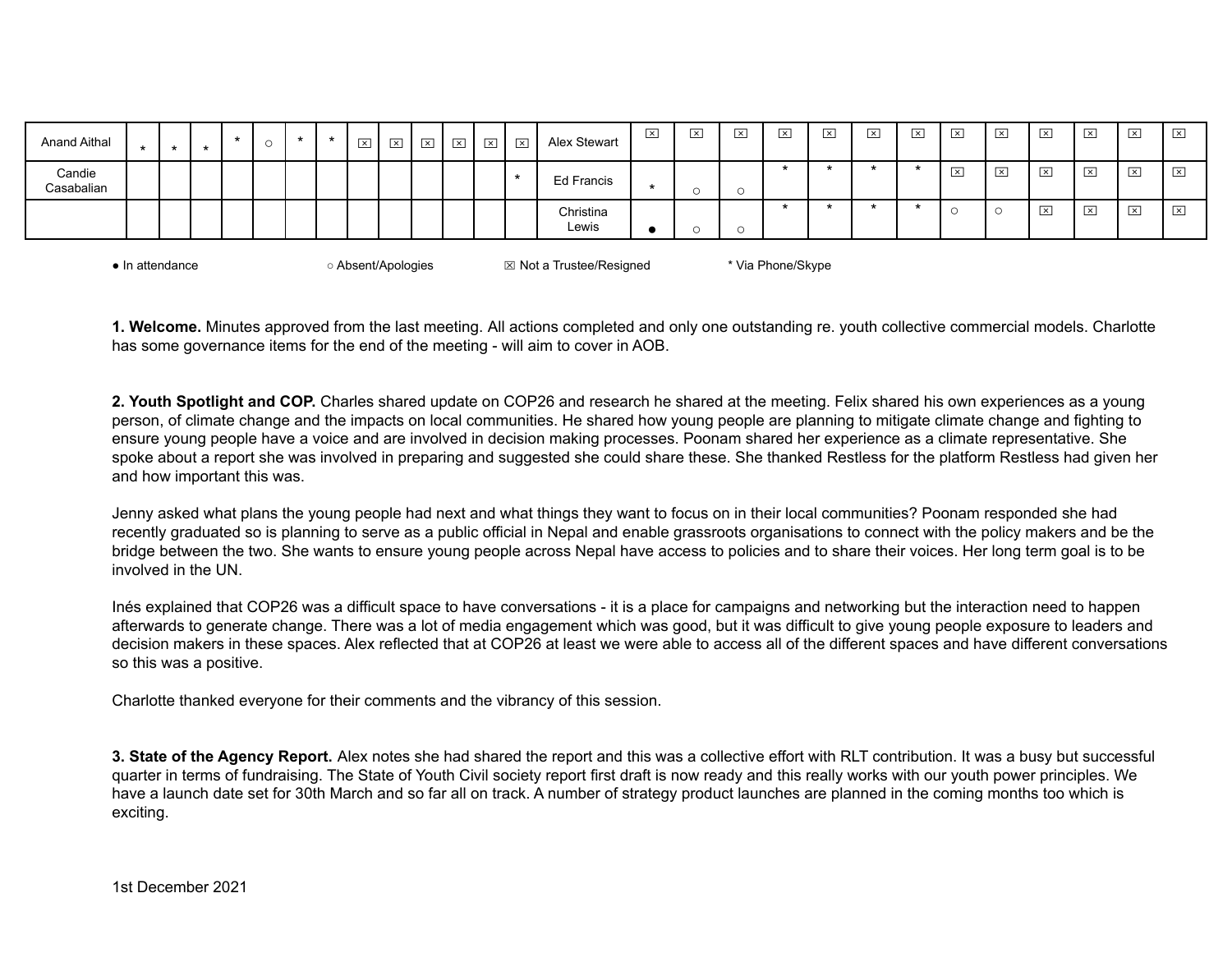| | | | | | | | | | | | | | | | | | | | | | | | | | | | |
|---|---|---|---|---|---|---|---|---|---|---|---|---|---|---|---|---|---|---|---|---|---|---|---|---|---|---|---|
| Anand Aithal | * | * | * | * | ○ | * | * | ☒ | ☒ | ☒ | ☒ | ☒ | ☒ | Alex Stewart | ☒ | ☒ | ☒ | ☒ | ☒ | ☒ | ☒ | ☒ | ☒ | ☒ | ☒ | ☒ | ☒ |
| Candie Casabalian | | | | | | | | | | | | | * | Ed Francis | * | ○ | ○ | * | * | * | * | ☒ | ☒ | ☒ | ☒ | ☒ | ☒ |
| | | | | | | | | | | | | | | Christina Lewis | ● | ○ | ○ | * | * | * | * | ○ | ○ | ☒ | ☒ | ☒ | ☒ |

● In attendance ○ Absent/Apologies ☒ Not a Trustee/Resigned * Via Phone/Skype

**1. Welcome.** Minutes approved from the last meeting. All actions completed and only one outstanding re. youth collective commercial models. Charlotte has some governance items for the end of the meeting - will aim to cover in AOB.

**2. Youth Spotlight and COP.** Charles shared update on COP26 and research he shared at the meeting. Felix shared his own experiences as a young person, of climate change and the impacts on local communities. He shared how young people are planning to mitigate climate change and fighting to ensure young people have a voice and are involved in decision making processes. Poonam shared her experience as a climate representative. She spoke about a report she was involved in preparing and suggested she could share these. She thanked Restless for the platform Restless had given her and how important this was.

Jenny asked what plans the young people had next and what things they want to focus on in their local communities? Poonam responded she had recently graduated so is planning to serve as a public official in Nepal and enable grassroots organisations to connect with the policy makers and be the bridge between the two. She wants to ensure young people across Nepal have access to policies and to share their voices. Her long term goal is to be involved in the UN.

Inés explained that COP26 was a difficult space to have conversations - it is a place for campaigns and networking but the interaction need to happen afterwards to generate change. There was a lot of media engagement which was good, but it was difficult to give young people exposure to leaders and decision makers in these spaces. Alex reflected that at COP26 at least we were able to access all of the different spaces and have different conversations so this was a positive.

Charlotte thanked everyone for their comments and the vibrancy of this session.

**3. State of the Agency Report.** Alex notes she had shared the report and this was a collective effort with RLT contribution. It was a busy but successful quarter in terms of fundraising. The State of Youth Civil society report first draft is now ready and this really works with our youth power principles. We have a launch date set for 30th March and so far all on track. A number of strategy product launches are planned in the coming months too which is exciting.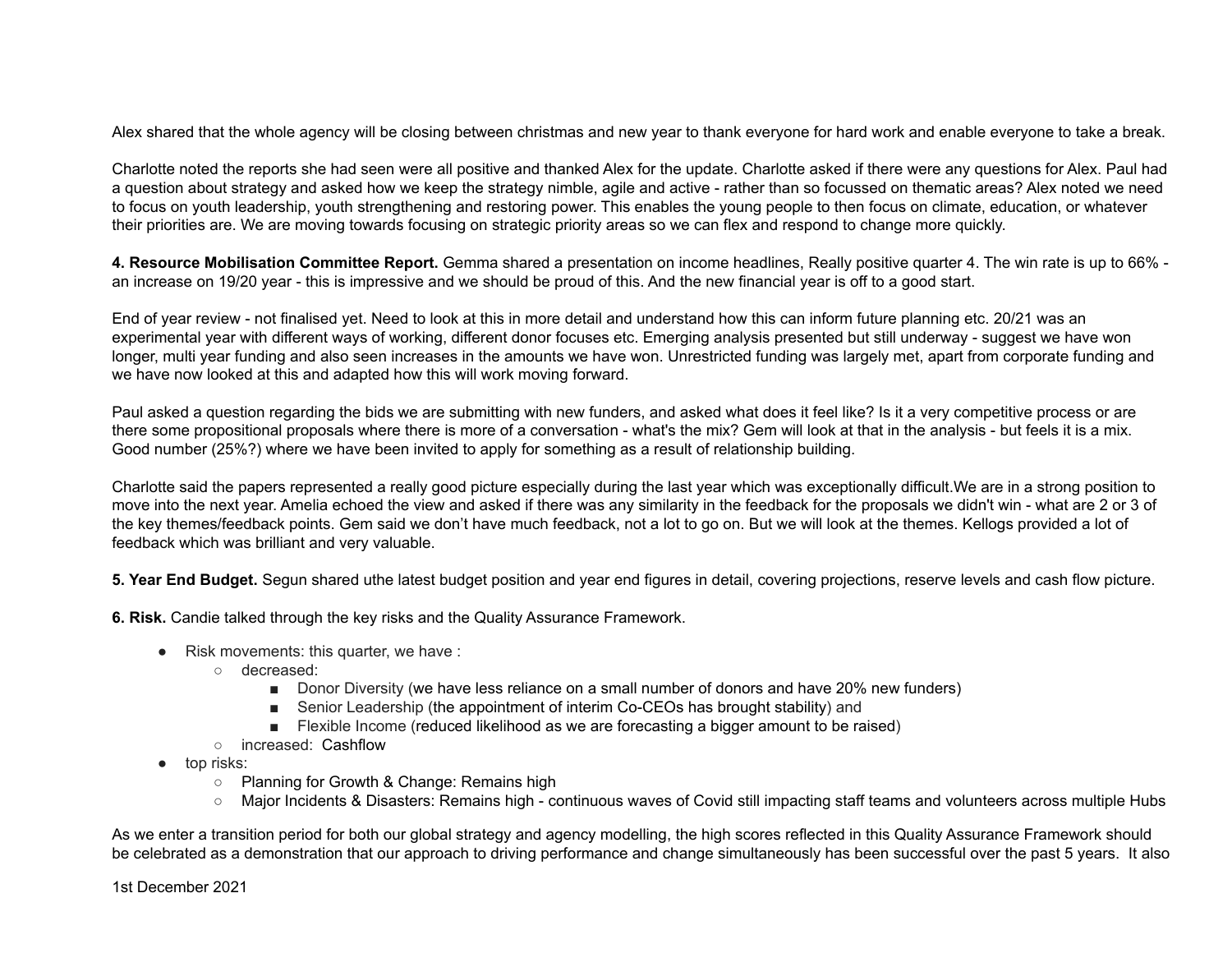Alex shared that the whole agency will be closing between christmas and new year to thank everyone for hard work and enable everyone to take a break.

Charlotte noted the reports she had seen were all positive and thanked Alex for the update. Charlotte asked if there were any questions for Alex. Paul had a question about strategy and asked how we keep the strategy nimble, agile and active - rather than so focussed on thematic areas? Alex noted we need to focus on youth leadership, youth strengthening and restoring power. This enables the young people to then focus on climate, education, or whatever their priorities are. We are moving towards focusing on strategic priority areas so we can flex and respond to change more quickly.

**4. Resource Mobilisation Committee Report.** Gemma shared a presentation on income headlines, Really positive quarter 4. The win rate is up to 66% - an increase on 19/20 year - this is impressive and we should be proud of this. And the new financial year is off to a good start.

End of year review - not finalised yet. Need to look at this in more detail and understand how this can inform future planning etc. 20/21 was an experimental year with different ways of working, different donor focuses etc. Emerging analysis presented but still underway - suggest we have won longer, multi year funding and also seen increases in the amounts we have won. Unrestricted funding was largely met, apart from corporate funding and we have now looked at this and adapted how this will work moving forward.

Paul asked a question regarding the bids we are submitting with new funders, and asked what does it feel like? Is it a very competitive process or are there some propositional proposals where there is more of a conversation - what's the mix? Gem will look at that in the analysis - but feels it is a mix. Good number (25%?) where we have been invited to apply for something as a result of relationship building.

Charlotte said the papers represented a really good picture especially during the last year which was exceptionally difficult.We are in a strong position to move into the next year. Amelia echoed the view and asked if there was any similarity in the feedback for the proposals we didn't win - what are 2 or 3 of the key themes/feedback points. Gem said we don't have much feedback, not a lot to go on. But we will look at the themes. Kellogs provided a lot of feedback which was brilliant and very valuable.

**5. Year End Budget.** Segun shared uthe latest budget position and year end figures in detail, covering projections, reserve levels and cash flow picture.

**6. Risk.** Candie talked through the key risks and the Quality Assurance Framework.

- Risk movements: this quarter, we have :
  - decreased:
    - Donor Diversity (we have less reliance on a small number of donors and have 20% new funders)
    - Senior Leadership (the appointment of interim Co-CEOs has brought stability) and
    - Flexible Income (reduced likelihood as we are forecasting a bigger amount to be raised)
  - increased: Cashflow
- top risks:
  - Planning for Growth & Change: Remains high
  - Major Incidents & Disasters: Remains high - continuous waves of Covid still impacting staff teams and volunteers across multiple Hubs

As we enter a transition period for both our global strategy and agency modelling, the high scores reflected in this Quality Assurance Framework should be celebrated as a demonstration that our approach to driving performance and change simultaneously has been successful over the past 5 years. It also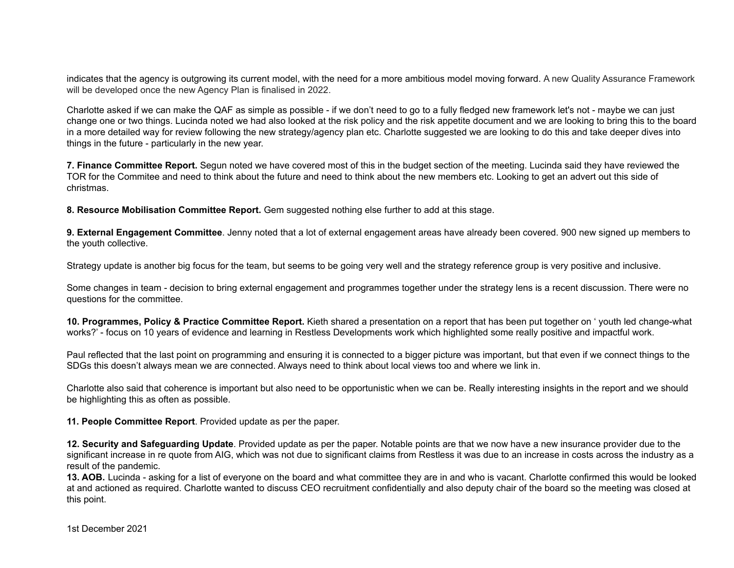indicates that the agency is outgrowing its current model, with the need for a more ambitious model moving forward. A new Quality Assurance Framework will be developed once the new Agency Plan is finalised in 2022.

Charlotte asked if we can make the QAF as simple as possible - if we don't need to go to a fully fledged new framework let's not - maybe we can just change one or two things. Lucinda noted we had also looked at the risk policy and the risk appetite document and we are looking to bring this to the board in a more detailed way for review following the new strategy/agency plan etc. Charlotte suggested we are looking to do this and take deeper dives into things in the future - particularly in the new year.

**7. Finance Committee Report.** Segun noted we have covered most of this in the budget section of the meeting. Lucinda said they have reviewed the TOR for the Commitee and need to think about the future and need to think about the new members etc. Looking to get an advert out this side of christmas.

**8. Resource Mobilisation Committee Report.** Gem suggested nothing else further to add at this stage.

**9. External Engagement Committee**. Jenny noted that a lot of external engagement areas have already been covered. 900 new signed up members to the youth collective.

Strategy update is another big focus for the team, but seems to be going very well and the strategy reference group is very positive and inclusive.

Some changes in team - decision to bring external engagement and programmes together under the strategy lens is a recent discussion. There were no questions for the committee.

**10. Programmes, Policy & Practice Committee Report.** Kieth shared a presentation on a report that has been put together on ' youth led change-what works?' - focus on 10 years of evidence and learning in Restless Developments work which highlighted some really positive and impactful work.

Paul reflected that the last point on programming and ensuring it is connected to a bigger picture was important, but that even if we connect things to the SDGs this doesn't always mean we are connected. Always need to think about local views too and where we link in.

Charlotte also said that coherence is important but also need to be opportunistic when we can be. Really interesting insights in the report and we should be highlighting this as often as possible.

**11. People Committee Report**. Provided update as per the paper.

**12. Security and Safeguarding Update**. Provided update as per the paper. Notable points are that we now have a new insurance provider due to the significant increase in re quote from AIG, which was not due to significant claims from Restless it was due to an increase in costs across the industry as a result of the pandemic.

**13. AOB.** Lucinda - asking for a list of everyone on the board and what committee they are in and who is vacant. Charlotte confirmed this would be looked at and actioned as required. Charlotte wanted to discuss CEO recruitment confidentially and also deputy chair of the board so the meeting was closed at this point.

1st December 2021